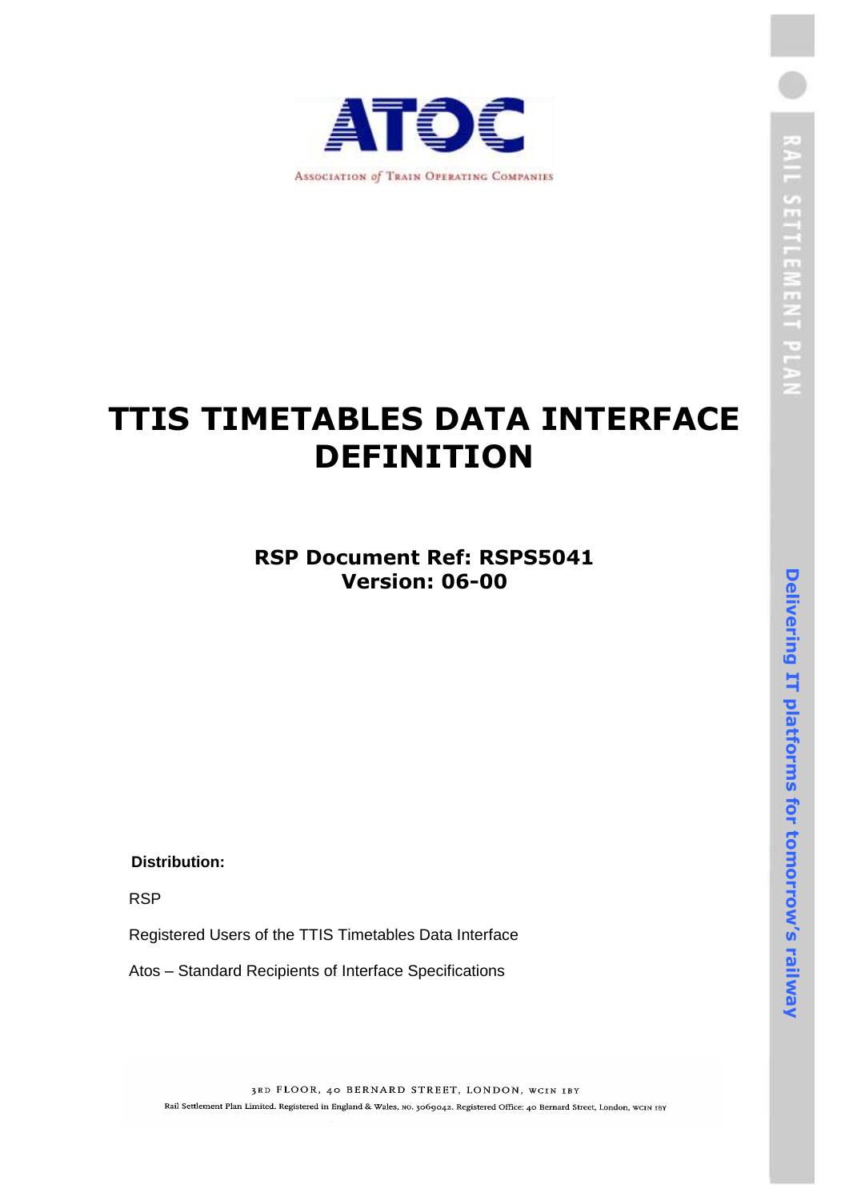ATOC

ASSOCIATION of TRAIN OPERATING COMPANIES

RAIL SETTLEMENT PLAN

# TTIS TIMETABLES DATA INTERFACE DEFINITION

**RSP Document Ref: RSPS5041**
**Version: 06-00**

Delivering IT platforms for tomorrow's railway

**Distribution:**

RSP

Registered Users of the TTIS Timetables Data Interface

Atos – Standard Recipients of Interface Specifications

3RD FLOOR, 40 BERNARD STREET, LONDON, WC1N 1BY

Rail Settlement Plan Limited. Registered in England & Wales, No. 3069042. Registered Office: 40 Bernard Street, London, WC1N 1BY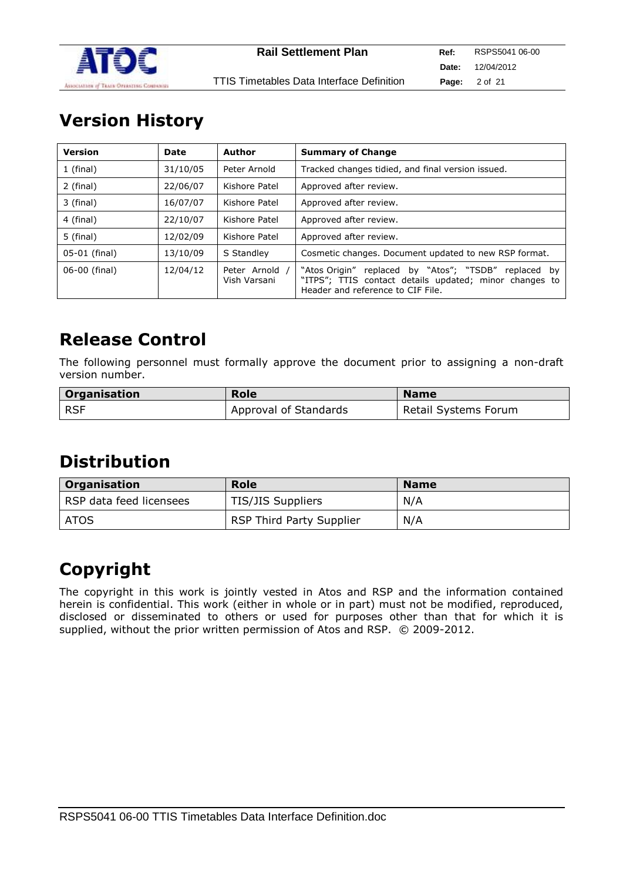# Version History

| Version | Date | Author | Summary of Change |
|---|---|---|---|
| 1 (final) | 31/10/05 | Peter Arnold | Tracked changes tidied, and final version issued. |
| 2 (final) | 22/06/07 | Kishore Patel | Approved after review. |
| 3 (final) | 16/07/07 | Kishore Patel | Approved after review. |
| 4 (final) | 22/10/07 | Kishore Patel | Approved after review. |
| 5 (final) | 12/02/09 | Kishore Patel | Approved after review. |
| 05-01 (final) | 13/10/09 | S Standley | Cosmetic changes. Document updated to new RSP format. |
| 06-00 (final) | 12/04/12 | Peter Arnold / Vish Varsani | "Atos Origin" replaced by "Atos"; "TSDB" replaced by "ITPS"; TTIS contact details updated; minor changes to Header and reference to CIF File. |

# Release Control

The following personnel must formally approve the document prior to assigning a non-draft version number.

| Organisation | Role | Name |
|---|---|---|
| RSF | Approval of Standards | Retail Systems Forum |

# Distribution

| Organisation | Role | Name |
|---|---|---|
| RSP data feed licensees | TIS/JIS Suppliers | N/A |
| ATOS | RSP Third Party Supplier | N/A |

# Copyright

The copyright in this work is jointly vested in Atos and RSP and the information contained herein is confidential. This work (either in whole or in part) must not be modified, reproduced, disclosed or disseminated to others or used for purposes other than that for which it is supplied, without the prior written permission of Atos and RSP. © 2009-2012.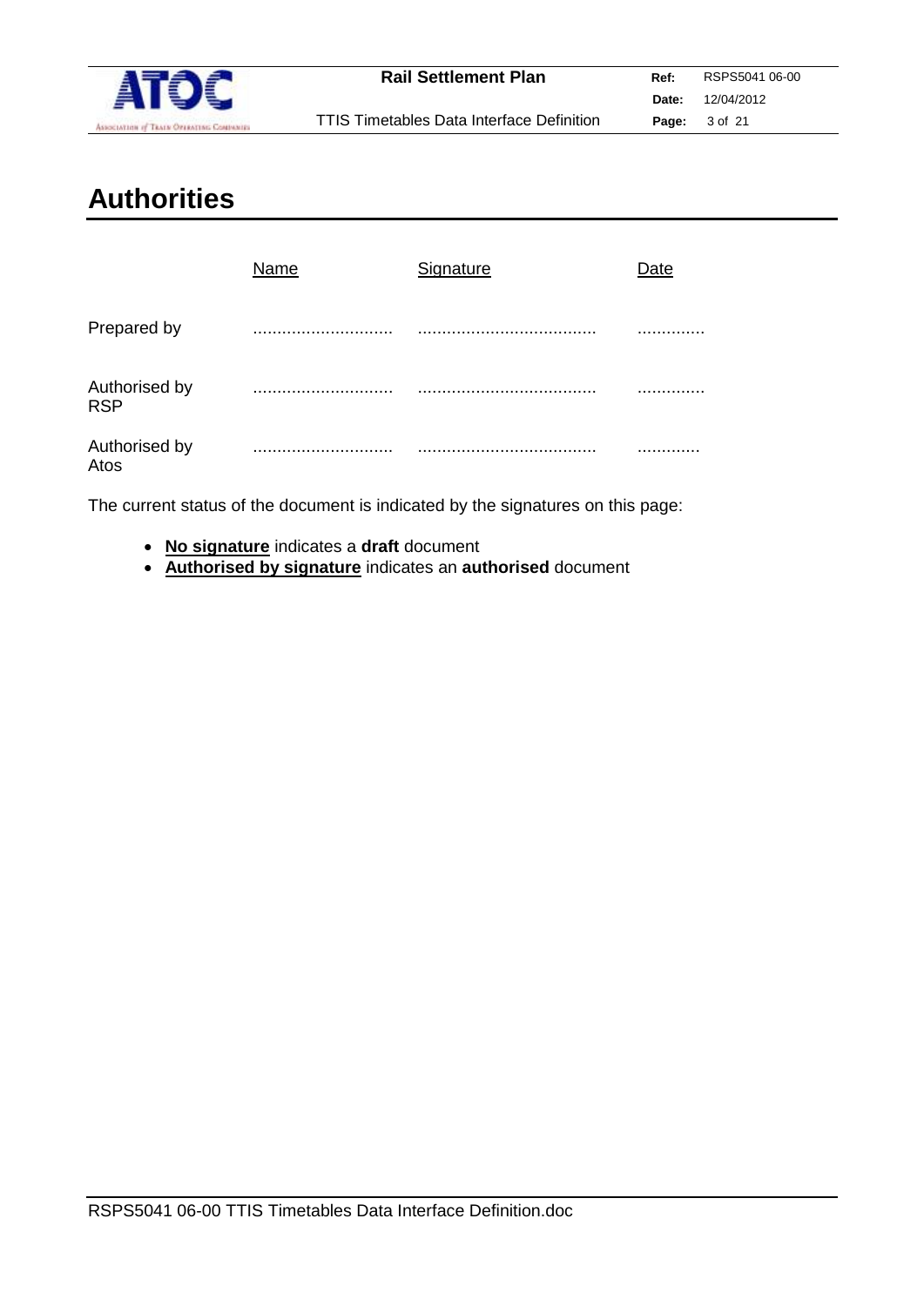# Authorities

| | Name | Signature | Date |
|---|---|---|---|
| Prepared by | ............................ | ..................................... | ............. |
| Authorised by RSP | ............................ | ..................................... | ............. |
| Authorised by Atos | ............................ | ..................................... | ............ |

The current status of the document is indicated by the signatures on this page:

- **No signature** indicates a **draft** document
- **Authorised by signature** indicates an **authorised** document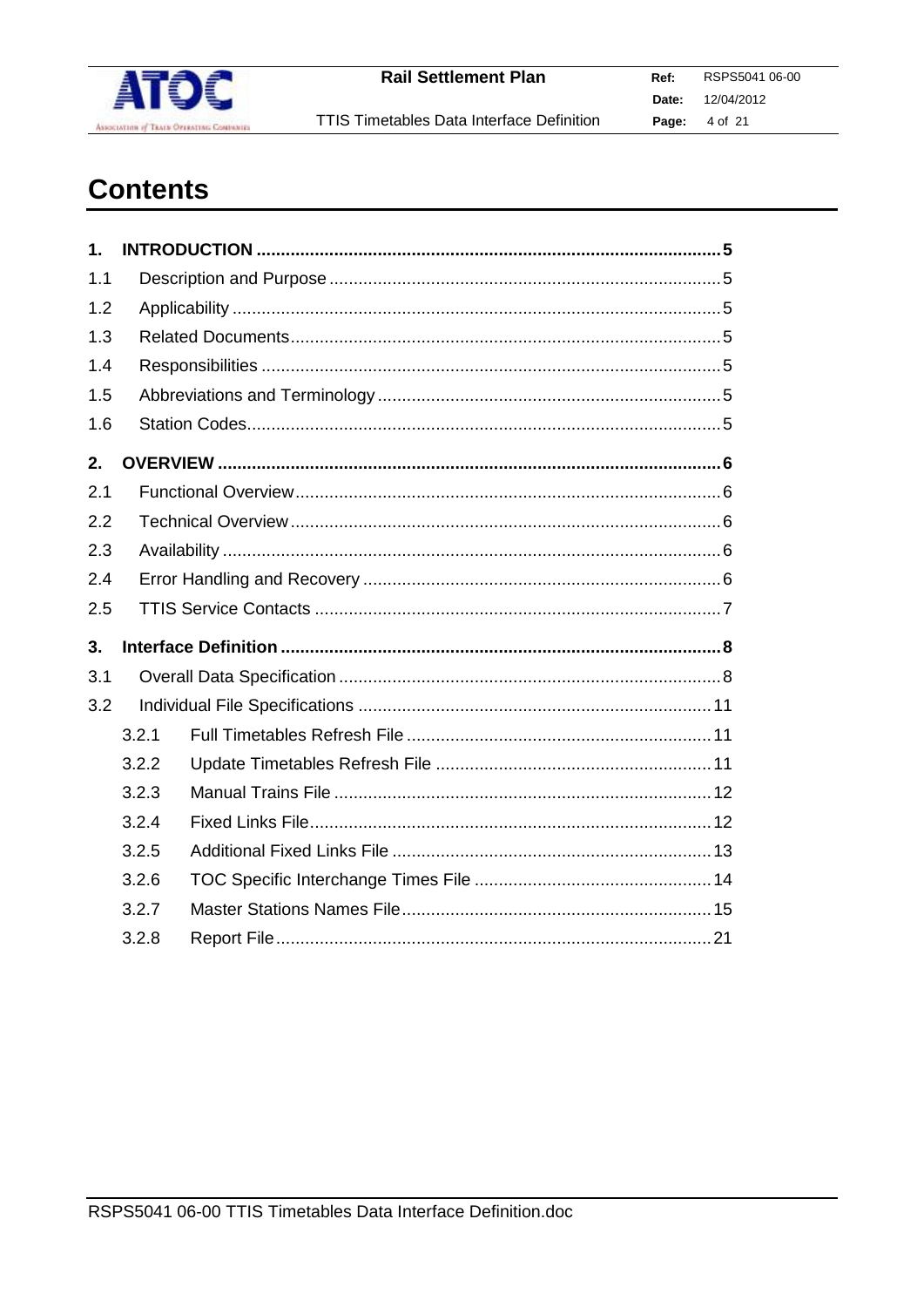# Contents

**1. INTRODUCTION .......... 5**

1.1 Description and Purpose .......... 5

1.2 Applicability .......... 5

1.3 Related Documents .......... 5

1.4 Responsibilities .......... 5

1.5 Abbreviations and Terminology .......... 5

1.6 Station Codes .......... 5

**2. OVERVIEW .......... 6**

2.1 Functional Overview .......... 6

2.2 Technical Overview .......... 6

2.3 Availability .......... 6

2.4 Error Handling and Recovery .......... 6

2.5 TTIS Service Contacts .......... 7

**3. Interface Definition .......... 8**

3.1 Overall Data Specification .......... 8

3.2 Individual File Specifications .......... 11

- 3.2.1 Full Timetables Refresh File .......... 11
- 3.2.2 Update Timetables Refresh File .......... 11
- 3.2.3 Manual Trains File .......... 12
- 3.2.4 Fixed Links File .......... 12
- 3.2.5 Additional Fixed Links File .......... 13
- 3.2.6 TOC Specific Interchange Times File .......... 14
- 3.2.7 Master Stations Names File .......... 15
- 3.2.8 Report File .......... 21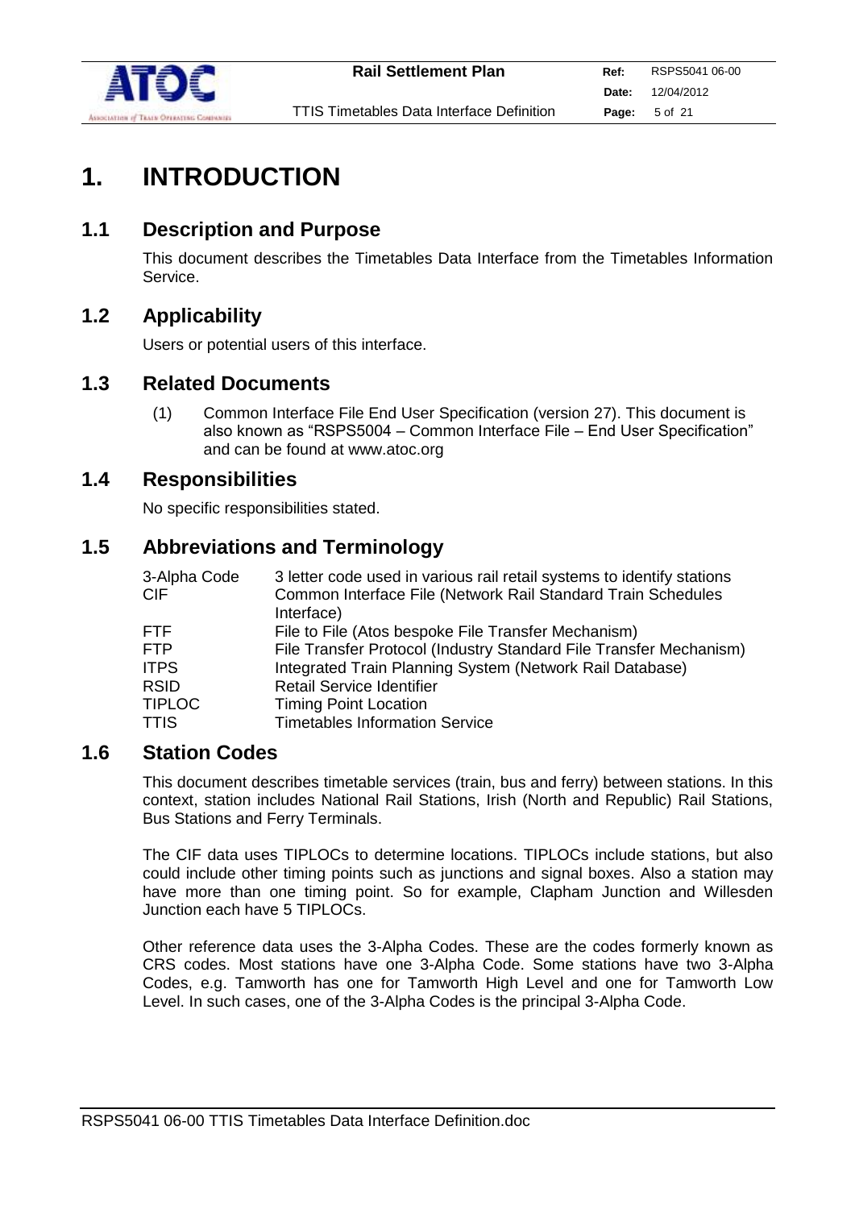// CHUNK 1
# 1. INTRODUCTION

## 1.1 Description and Purpose

This document describes the Timetables Data Interface from the Timetables Information Service.

## 1.2 Applicability

Users or potential users of this interface.

## 1.3 Related Documents

(1) Common Interface File End User Specification (version 27). This document is also known as "RSPS5004 – Common Interface File – End User Specification" and can be found at www.atoc.org

## 1.4 Responsibilities

No specific responsibilities stated.

## 1.5 Abbreviations and Terminology

| | |
|---|---|
| 3-Alpha Code | 3 letter code used in various rail retail systems to identify stations |
| CIF | Common Interface File (Network Rail Standard Train Schedules Interface) |
| FTF | File to File (Atos bespoke File Transfer Mechanism) |
| FTP | File Transfer Protocol (Industry Standard File Transfer Mechanism) |
| ITPS | Integrated Train Planning System (Network Rail Database) |
| RSID | Retail Service Identifier |
| TIPLOC | Timing Point Location |
| TTIS | Timetables Information Service |

## 1.6 Station Codes

This document describes timetable services (train, bus and ferry) between stations. In this context, station includes National Rail Stations, Irish (North and Republic) Rail Stations, Bus Stations and Ferry Terminals.

The CIF data uses TIPLOCs to determine locations. TIPLOCs include stations, but also could include other timing points such as junctions and signal boxes. Also a station may have more than one timing point. So for example, Clapham Junction and Willesden Junction each have 5 TIPLOCs.

Other reference data uses the 3-Alpha Codes. These are the codes formerly known as CRS codes. Most stations have one 3-Alpha Code. Some stations have two 3-Alpha Codes, e.g. Tamworth has one for Tamworth High Level and one for Tamworth Low Level. In such cases, one of the 3-Alpha Codes is the principal 3-Alpha Code.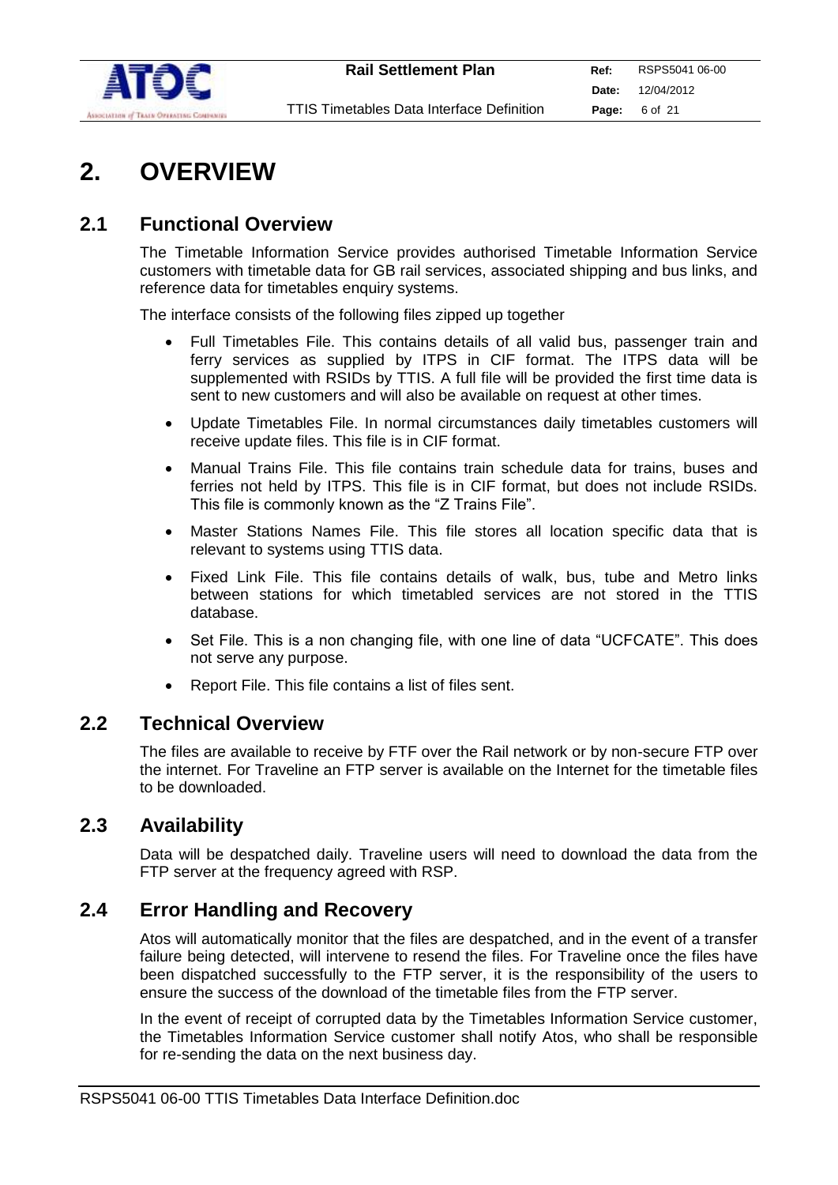# 2. OVERVIEW

## 2.1 Functional Overview

The Timetable Information Service provides authorised Timetable Information Service customers with timetable data for GB rail services, associated shipping and bus links, and reference data for timetables enquiry systems.

The interface consists of the following files zipped up together

- Full Timetables File. This contains details of all valid bus, passenger train and ferry services as supplied by ITPS in CIF format. The ITPS data will be supplemented with RSIDs by TTIS. A full file will be provided the first time data is sent to new customers and will also be available on request at other times.
- Update Timetables File. In normal circumstances daily timetables customers will receive update files. This file is in CIF format.
- Manual Trains File. This file contains train schedule data for trains, buses and ferries not held by ITPS. This file is in CIF format, but does not include RSIDs. This file is commonly known as the "Z Trains File".
- Master Stations Names File. This file stores all location specific data that is relevant to systems using TTIS data.
- Fixed Link File. This file contains details of walk, bus, tube and Metro links between stations for which timetabled services are not stored in the TTIS database.
- Set File. This is a non changing file, with one line of data "UCFCATE". This does not serve any purpose.
- Report File. This file contains a list of files sent.

## 2.2 Technical Overview

The files are available to receive by FTF over the Rail network or by non-secure FTP over the internet. For Traveline an FTP server is available on the Internet for the timetable files to be downloaded.

## 2.3 Availability

Data will be despatched daily. Traveline users will need to download the data from the FTP server at the frequency agreed with RSP.

## 2.4 Error Handling and Recovery

Atos will automatically monitor that the files are despatched, and in the event of a transfer failure being detected, will intervene to resend the files. For Traveline once the files have been dispatched successfully to the FTP server, it is the responsibility of the users to ensure the success of the download of the timetable files from the FTP server.

In the event of receipt of corrupted data by the Timetables Information Service customer, the Timetables Information Service customer shall notify Atos, who shall be responsible for re-sending the data on the next business day.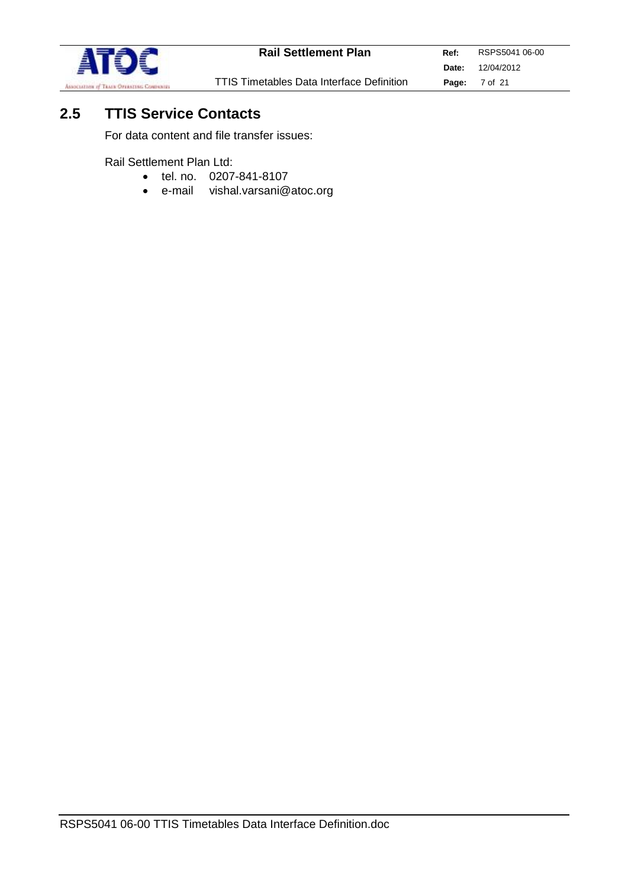## 2.5 TTIS Service Contacts

For data content and file transfer issues:

Rail Settlement Plan Ltd:

- tel. no. 0207-841-8107
- e-mail vishal.varsani@atoc.org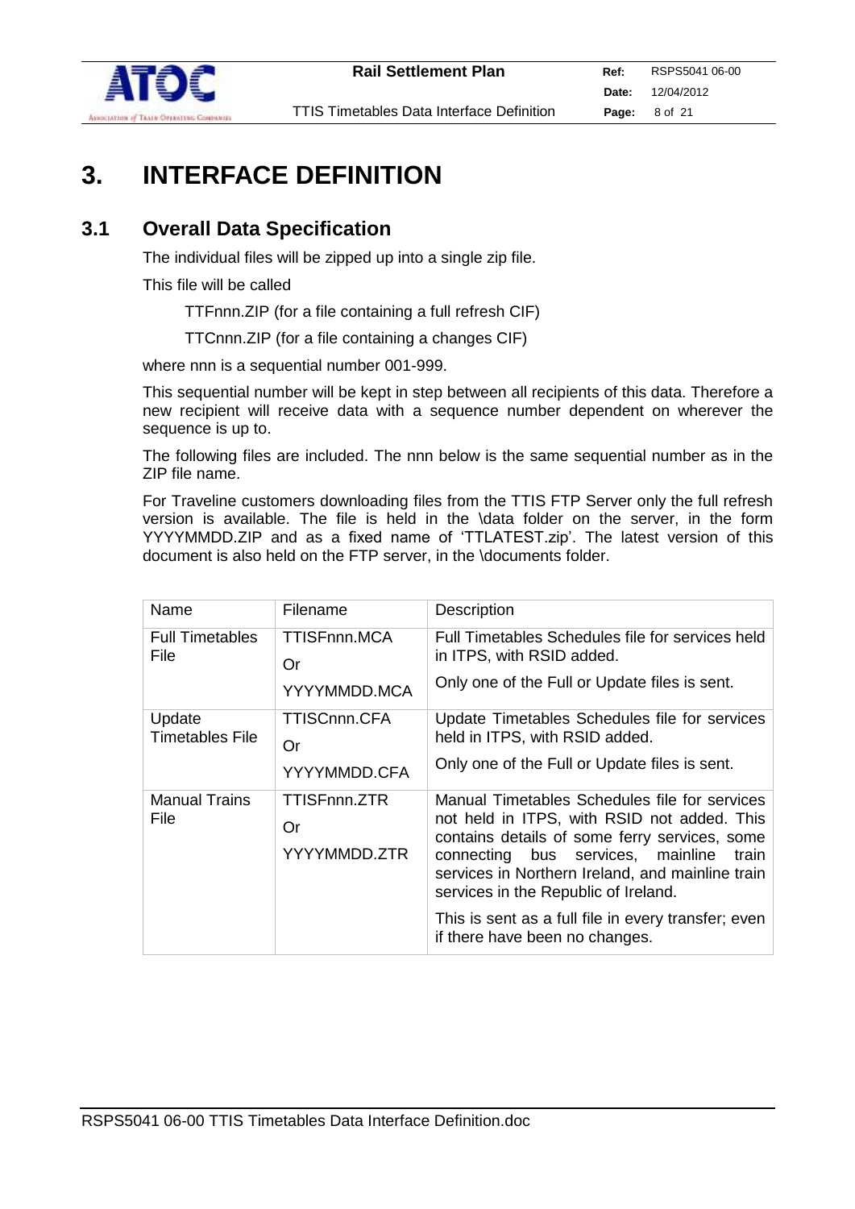# 3. INTERFACE DEFINITION

## 3.1 Overall Data Specification

The individual files will be zipped up into a single zip file.

This file will be called

TTFnnn.ZIP (for a file containing a full refresh CIF)

TTCnnn.ZIP (for a file containing a changes CIF)

where nnn is a sequential number 001-999.

This sequential number will be kept in step between all recipients of this data. Therefore a new recipient will receive data with a sequence number dependent on wherever the sequence is up to.

The following files are included. The nnn below is the same sequential number as in the ZIP file name.

For Traveline customers downloading files from the TTIS FTP Server only the full refresh version is available. The file is held in the \data folder on the server, in the form YYYYMMDD.ZIP and as a fixed name of 'TTLATEST.zip'. The latest version of this document is also held on the FTP server, in the \documents folder.

| Name | Filename | Description |
|---|---|---|
| Full Timetables File | TTISFnnn.MCA<br>Or<br>YYYYMMDD.MCA | Full Timetables Schedules file for services held in ITPS, with RSID added.<br>Only one of the Full or Update files is sent. |
| Update Timetables File | TTISCnnn.CFA<br>Or<br>YYYYMMDD.CFA | Update Timetables Schedules file for services held in ITPS, with RSID added.<br>Only one of the Full or Update files is sent. |
| Manual Trains File | TTISFnnn.ZTR<br>Or<br>YYYYMMDD.ZTR | Manual Timetables Schedules file for services not held in ITPS, with RSID not added. This contains details of some ferry services, some connecting bus services, mainline train services in Northern Ireland, and mainline train services in the Republic of Ireland.<br>This is sent as a full file in every transfer; even if there have been no changes. |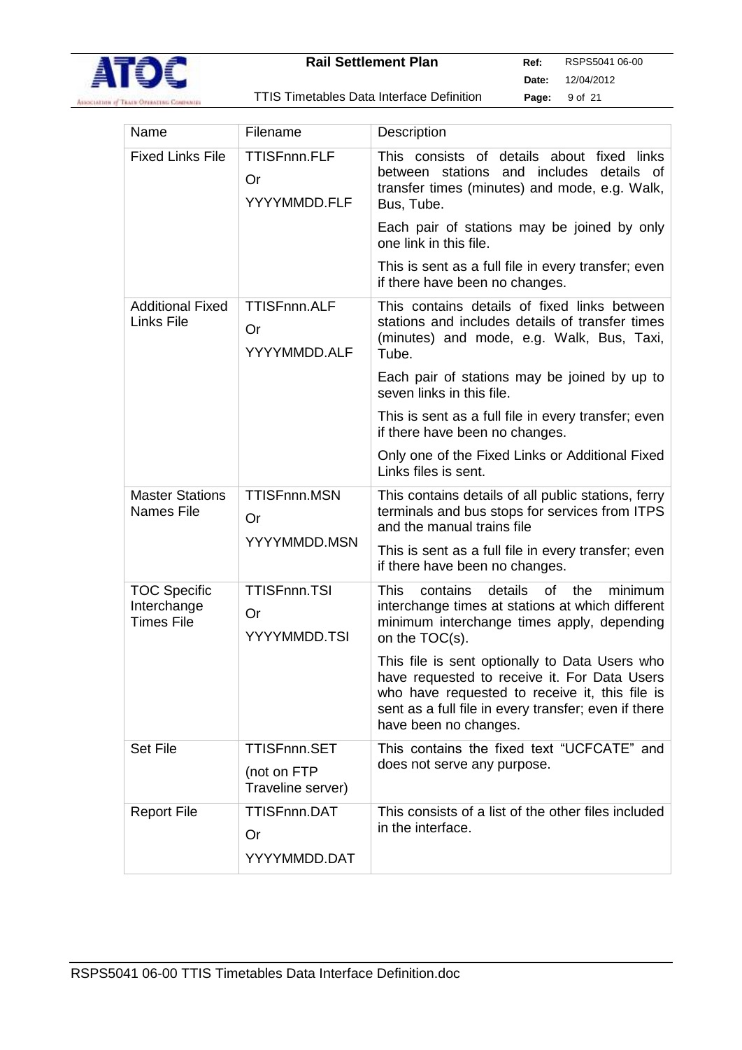| Name | Filename | Description |
|---|---|---|
| Fixed Links File | TTISFnnn.FLF<br>Or<br>YYYYMMDD.FLF | This consists of details about fixed links between stations and includes details of transfer times (minutes) and mode, e.g. Walk, Bus, Tube.<br><br>Each pair of stations may be joined by only one link in this file.<br><br>This is sent as a full file in every transfer; even if there have been no changes. |
| Additional Fixed Links File | TTISFnnn.ALF<br>Or<br>YYYYMMDD.ALF | This contains details of fixed links between stations and includes details of transfer times (minutes) and mode, e.g. Walk, Bus, Taxi, Tube.<br><br>Each pair of stations may be joined by up to seven links in this file.<br><br>This is sent as a full file in every transfer; even if there have been no changes.<br><br>Only one of the Fixed Links or Additional Fixed Links files is sent. |
| Master Stations Names File | TTISFnnn.MSN<br>Or<br>YYYYMMDD.MSN | This contains details of all public stations, ferry terminals and bus stops for services from ITPS and the manual trains file<br><br>This is sent as a full file in every transfer; even if there have been no changes. |
| TOC Specific Interchange Times File | TTISFnnn.TSI<br>Or<br>YYYYMMDD.TSI | This contains details of the minimum interchange times at stations at which different minimum interchange times apply, depending on the TOC(s).<br><br>This file is sent optionally to Data Users who have requested to receive it. For Data Users who have requested to receive it, this file is sent as a full file in every transfer; even if there have been no changes. |
| Set File | TTISFnnn.SET<br>(not on FTP Traveline server) | This contains the fixed text "UCFCATE" and does not serve any purpose. |
| Report File | TTISFnnn.DAT<br>Or<br>YYYYMMDD.DAT | This consists of a list of the other files included in the interface. |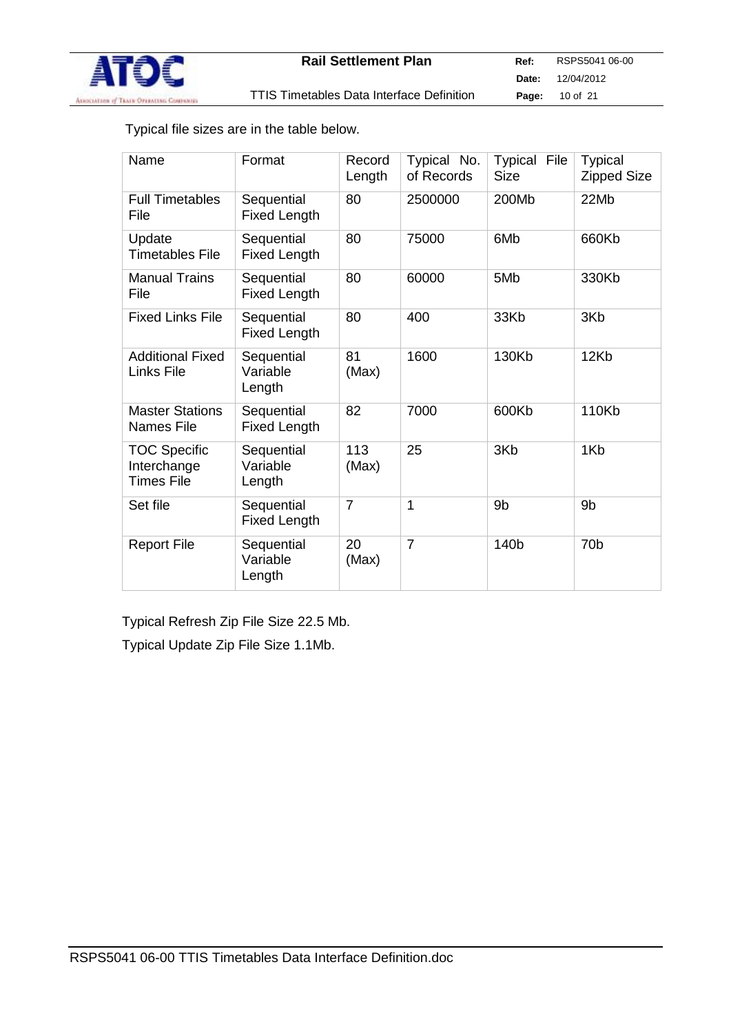Typical file sizes are in the table below.

| Name | Format | Record Length | Typical No. of Records | Typical File Size | Typical Zipped Size |
|---|---|---|---|---|---|
| Full Timetables File | Sequential Fixed Length | 80 | 2500000 | 200Mb | 22Mb |
| Update Timetables File | Sequential Fixed Length | 80 | 75000 | 6Mb | 660Kb |
| Manual Trains File | Sequential Fixed Length | 80 | 60000 | 5Mb | 330Kb |
| Fixed Links File | Sequential Fixed Length | 80 | 400 | 33Kb | 3Kb |
| Additional Fixed Links File | Sequential Variable Length | 81 (Max) | 1600 | 130Kb | 12Kb |
| Master Stations Names File | Sequential Fixed Length | 82 | 7000 | 600Kb | 110Kb |
| TOC Specific Interchange Times File | Sequential Variable Length | 113 (Max) | 25 | 3Kb | 1Kb |
| Set file | Sequential Fixed Length | 7 | 1 | 9b | 9b |
| Report File | Sequential Variable Length | 20 (Max) | 7 | 140b | 70b |

Typical Refresh Zip File Size 22.5 Mb.

Typical Update Zip File Size 1.1Mb.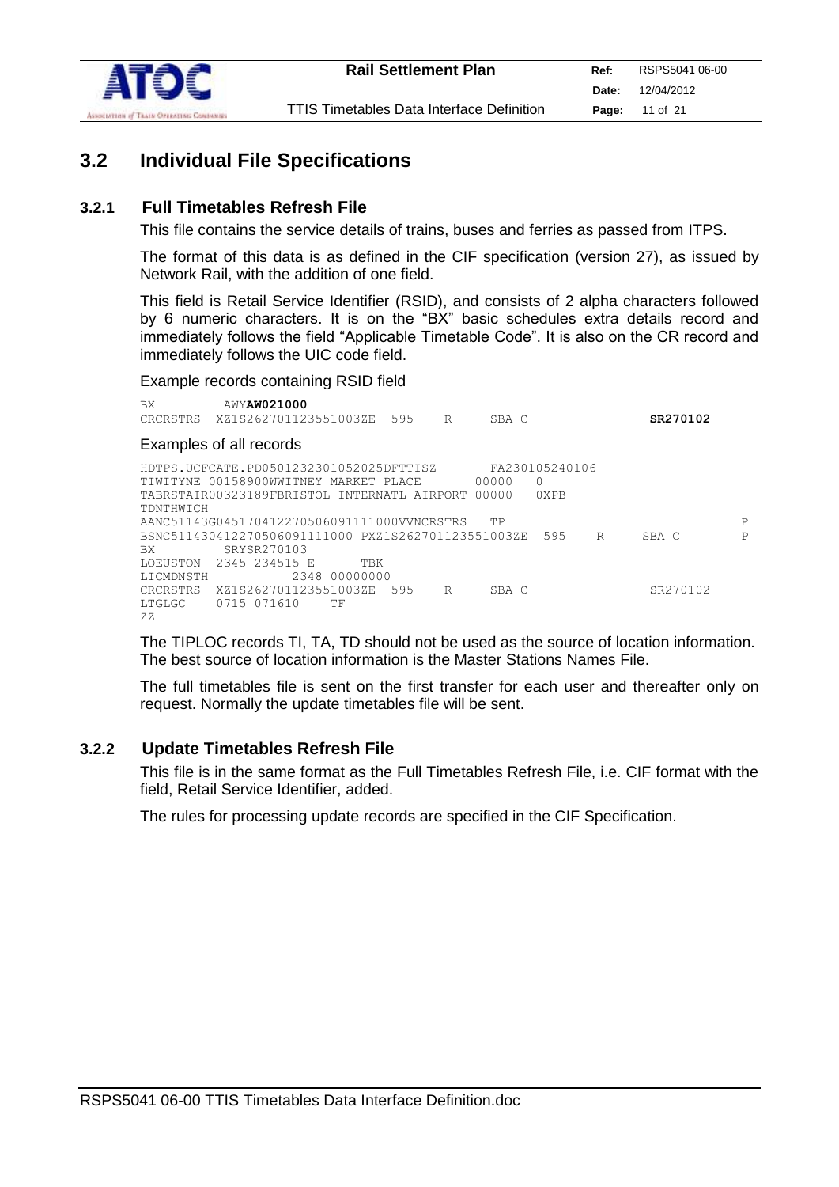## 3.2 Individual File Specifications

### 3.2.1 Full Timetables Refresh File

This file contains the service details of trains, buses and ferries as passed from ITPS.

The format of this data is as defined in the CIF specification (version 27), as issued by Network Rail, with the addition of one field.

This field is Retail Service Identifier (RSID), and consists of 2 alpha characters followed by 6 numeric characters. It is on the "BX" basic schedules extra details record and immediately follows the field "Applicable Timetable Code". It is also on the CR record and immediately follows the UIC code field.

Example records containing RSID field

```
BX         AWYAW021000
CRCRSTRS  XZ1S262701123551003ZE  595     R      SBA C                     SR270102
```

Examples of all records

```
HDTPS.UCFCATE.PD0501232301052025DFTTISZ        FA230105240106
TIWITYNE 00158900WWITNEY MARKET PLACE         00000   0
TABRSTAIR00323189FBRISTOL INTERNATL AIRPORT 00000    0XPB
TDNTHWICH
AANC51143G04517041227050609111100OVVNCRSTRS    TP                                P
BSNC511430412270506091111000 PXZ1S262701123551003ZE  595     R      SBA C        P
BX         SRYSR270103
LOEUSTON  2345 234515 E        TBK
LICMDNSTH           2348 00000000
CRCRSTRS  XZ1S262701123551003ZE  595     R      SBA C                SR270102
LTGLGC    0715 071610    TF
ZZ
```

The TIPLOC records TI, TA, TD should not be used as the source of location information. The best source of location information is the Master Stations Names File.

The full timetables file is sent on the first transfer for each user and thereafter only on request. Normally the update timetables file will be sent.

### 3.2.2 Update Timetables Refresh File

This file is in the same format as the Full Timetables Refresh File, i.e. CIF format with the field, Retail Service Identifier, added.

The rules for processing update records are specified in the CIF Specification.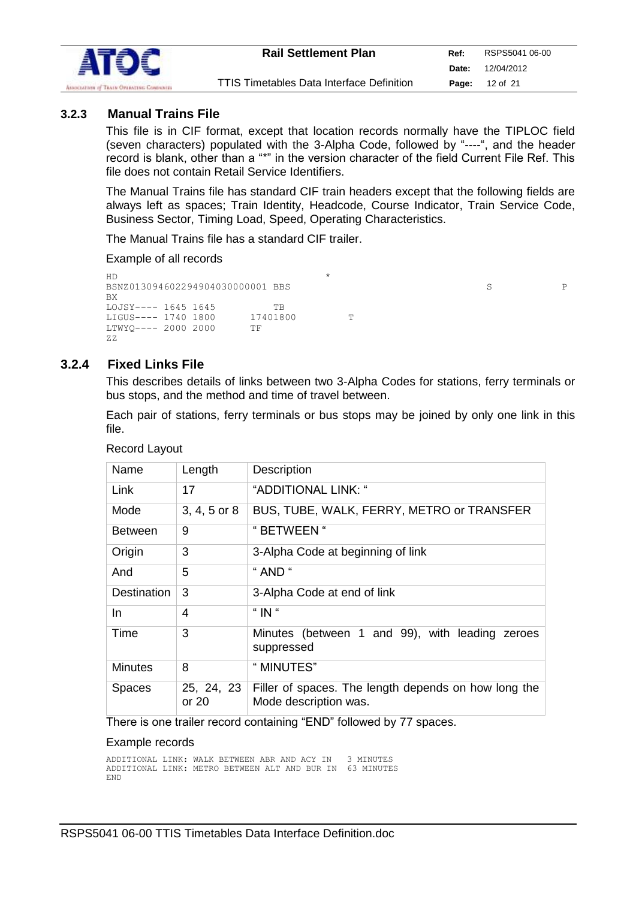### 3.2.3 Manual Trains File

This file is in CIF format, except that location records normally have the TIPLOC field (seven characters) populated with the 3-Alpha Code, followed by "----", and the header record is blank, other than a "*" in the version character of the field Current File Ref. This file does not contain Retail Service Identifiers.

The Manual Trains file has standard CIF train headers except that the following fields are always left as spaces; Train Identity, Headcode, Course Indicator, Train Service Code, Business Sector, Timing Load, Speed, Operating Characteristics.

The Manual Trains file has a standard CIF trailer.

Example of all records

```
HD                                              *
BSNZ01309460229490403000001 BBS                                                      S           P
BX
LOJSY---- 1645 1645          TB
LIGUS---- 1740 1800       17401800         T
LTWYQ---- 2000 2000       TF
ZZ
```

### 3.2.4 Fixed Links File

This describes details of links between two 3-Alpha Codes for stations, ferry terminals or bus stops, and the method and time of travel between.

Each pair of stations, ferry terminals or bus stops may be joined by only one link in this file.

Record Layout

| Name | Length | Description |
|---|---|---|
| Link | 17 | "ADDITIONAL LINK: " |
| Mode | 3, 4, 5 or 8 | BUS, TUBE, WALK, FERRY, METRO or TRANSFER |
| Between | 9 | " BETWEEN " |
| Origin | 3 | 3-Alpha Code at beginning of link |
| And | 5 | " AND " |
| Destination | 3 | 3-Alpha Code at end of link |
| In | 4 | " IN " |
| Time | 3 | Minutes (between 1 and 99), with leading zeroes suppressed |
| Minutes | 8 | " MINUTES" |
| Spaces | 25, 24, 23 or 20 | Filler of spaces. The length depends on how long the Mode description was. |

There is one trailer record containing "END" followed by 77 spaces.

Example records

```
ADDITIONAL LINK: WALK BETWEEN ABR AND ACY IN   3 MINUTES
ADDITIONAL LINK: METRO BETWEEN ALT AND BUR IN  63 MINUTES
END
```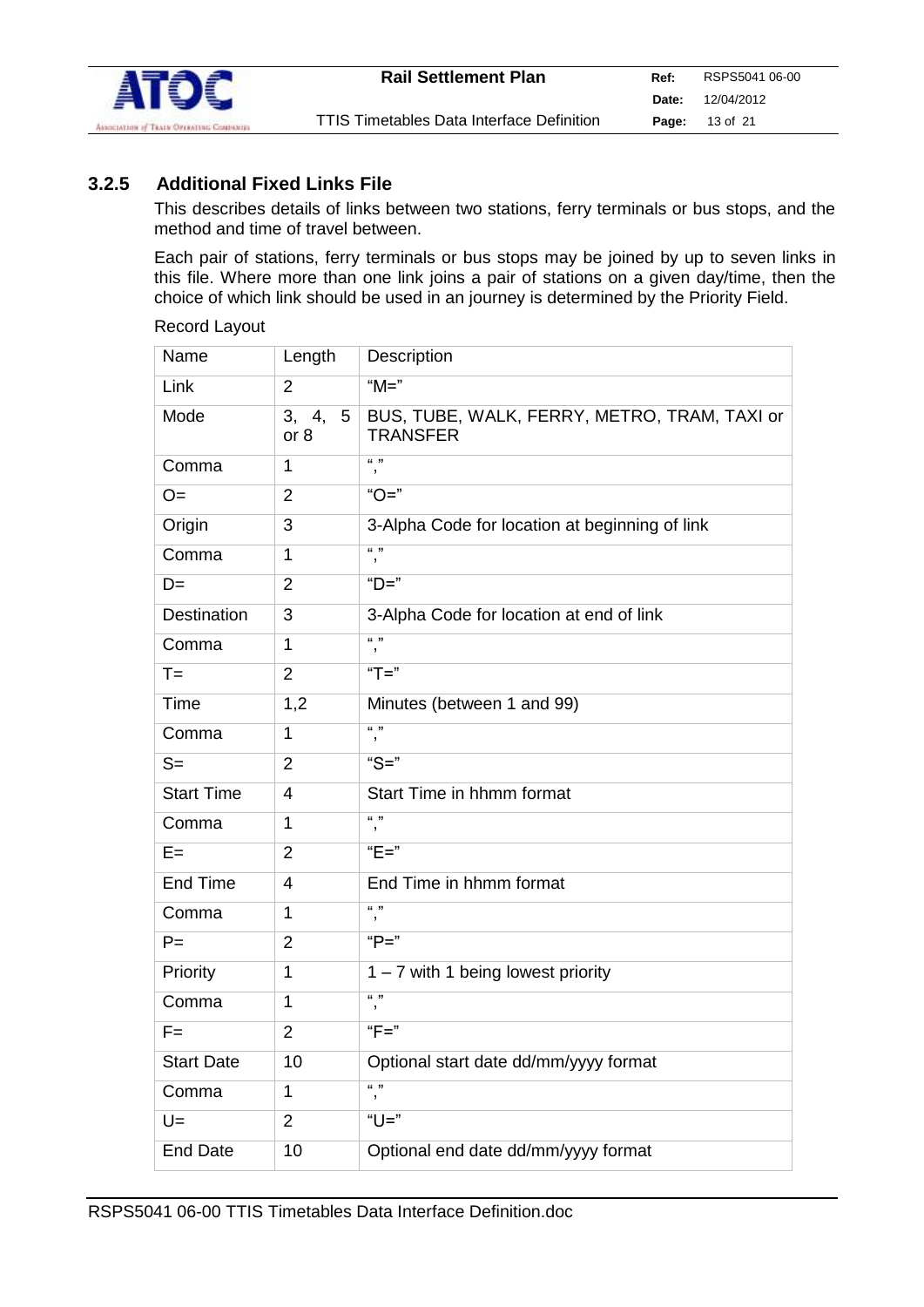### 3.2.5 Additional Fixed Links File

This describes details of links between two stations, ferry terminals or bus stops, and the method and time of travel between.

Each pair of stations, ferry terminals or bus stops may be joined by up to seven links in this file. Where more than one link joins a pair of stations on a given day/time, then the choice of which link should be used in an journey is determined by the Priority Field.

Record Layout

| Name | Length | Description |
|---|---|---|
| Link | 2 | "M=" |
| Mode | 3, 4, 5 or 8 | BUS, TUBE, WALK, FERRY, METRO, TRAM, TAXI or TRANSFER |
| Comma | 1 | "," |
| O= | 2 | "O=" |
| Origin | 3 | 3-Alpha Code for location at beginning of link |
| Comma | 1 | "," |
| D= | 2 | "D=" |
| Destination | 3 | 3-Alpha Code for location at end of link |
| Comma | 1 | "," |
| T= | 2 | "T=" |
| Time | 1,2 | Minutes (between 1 and 99) |
| Comma | 1 | "," |
| S= | 2 | "S=" |
| Start Time | 4 | Start Time in hhmm format |
| Comma | 1 | "," |
| E= | 2 | "E=" |
| End Time | 4 | End Time in hhmm format |
| Comma | 1 | "," |
| P= | 2 | "P=" |
| Priority | 1 | 1 – 7 with 1 being lowest priority |
| Comma | 1 | "," |
| F= | 2 | "F=" |
| Start Date | 10 | Optional start date dd/mm/yyyy format |
| Comma | 1 | "," |
| U= | 2 | "U=" |
| End Date | 10 | Optional end date dd/mm/yyyy format |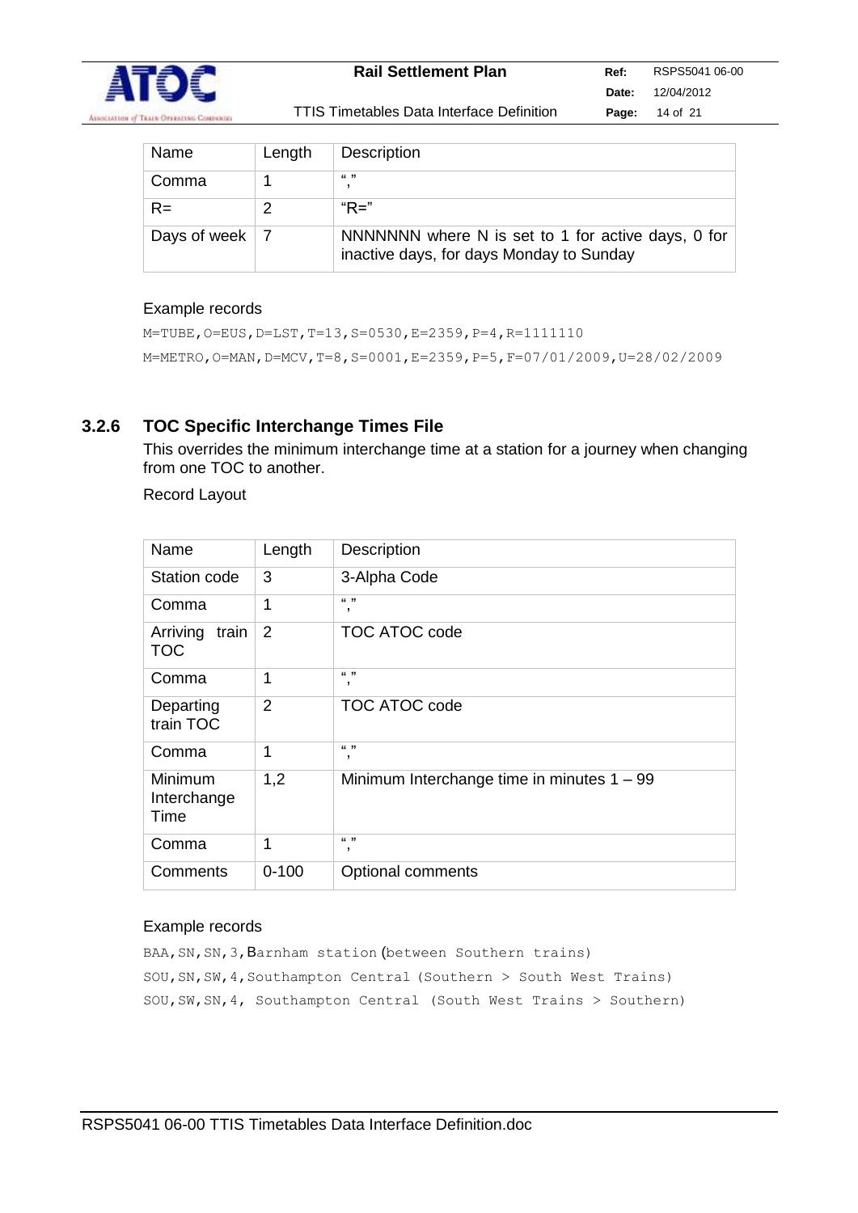| Name | Length | Description |
| --- | --- | --- |
| Comma | 1 | “,” |
| R= | 2 | “R=” |
| Days of week | 7 | NNNNNNN where N is set to 1 for active days, 0 for inactive days, for days Monday to Sunday |

Example records

```
M=TUBE,O=EUS,D=LST,T=13,S=0530,E=2359,P=4,R=1111110
M=METRO,O=MAN,D=MCV,T=8,S=0001,E=2359,P=5,F=07/01/2009,U=28/02/2009
```

### 3.2.6 TOC Specific Interchange Times File

This overrides the minimum interchange time at a station for a journey when changing from one TOC to another.

Record Layout

| Name | Length | Description |
| --- | --- | --- |
| Station code | 3 | 3-Alpha Code |
| Comma | 1 | “,” |
| Arriving train TOC | 2 | TOC ATOC code |
| Comma | 1 | “,” |
| Departing train TOC | 2 | TOC ATOC code |
| Comma | 1 | “,” |
| Minimum Interchange Time | 1,2 | Minimum Interchange time in minutes 1 – 99 |
| Comma | 1 | “,” |
| Comments | 0-100 | Optional comments |

Example records

```
BAA,SN,SN,3,Barnham station (between Southern trains)
SOU,SN,SW,4,Southampton Central (Southern > South West Trains)
SOU,SW,SN,4, Southampton Central (South West Trains > Southern)
```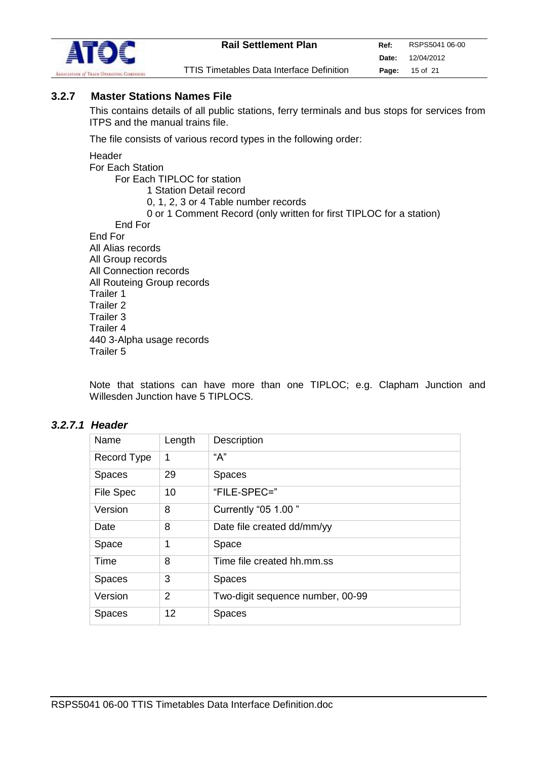### 3.2.7 Master Stations Names File

This contains details of all public stations, ferry terminals and bus stops for services from ITPS and the manual trains file.

The file consists of various record types in the following order:

```
Header
For Each Station
      For Each TIPLOC for station
              1 Station Detail record
              0, 1, 2, 3 or 4 Table number records
              0 or 1 Comment Record (only written for first TIPLOC for a station)
      End For
End For
All Alias records
All Group records
All Connection records
All Routeing Group records
Trailer 1
Trailer 2
Trailer 3
Trailer 4
440 3-Alpha usage records
Trailer 5
```

Note that stations can have more than one TIPLOC; e.g. Clapham Junction and Willesden Junction have 5 TIPLOCS.

#### *3.2.7.1 Header*

| Name | Length | Description |
| --- | --- | --- |
| Record Type | 1 | "A" |
| Spaces | 29 | Spaces |
| File Spec | 10 | "FILE-SPEC=" |
| Version | 8 | Currently "05 1.00 " |
| Date | 8 | Date file created dd/mm/yy |
| Space | 1 | Space |
| Time | 8 | Time file created hh.mm.ss |
| Spaces | 3 | Spaces |
| Version | 2 | Two-digit sequence number, 00-99 |
| Spaces | 12 | Spaces |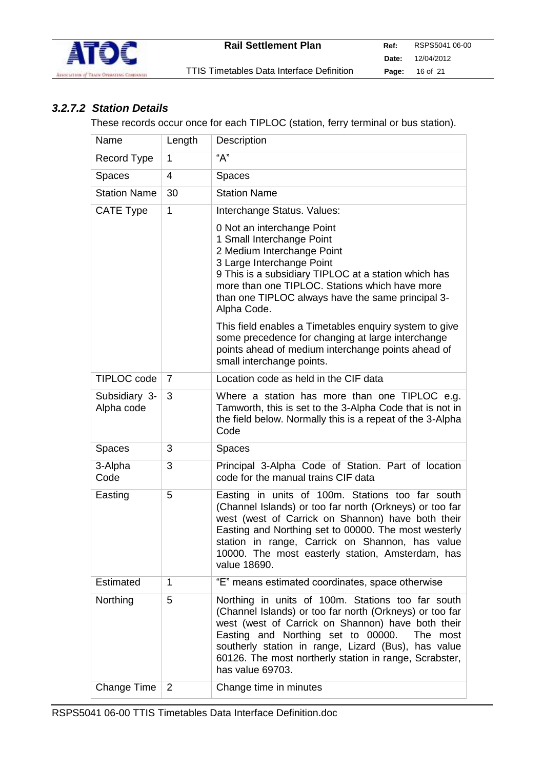### *3.2.7.2 Station Details*

These records occur once for each TIPLOC (station, ferry terminal or bus station).

| Name | Length | Description |
|---|---|---|
| Record Type | 1 | "A" |
| Spaces | 4 | Spaces |
| Station Name | 30 | Station Name |
| CATE Type | 1 | Interchange Status. Values:<br><br>0 Not an interchange Point<br>1 Small Interchange Point<br>2 Medium Interchange Point<br>3 Large Interchange Point<br>9 This is a subsidiary TIPLOC at a station which has more than one TIPLOC. Stations which have more than one TIPLOC always have the same principal 3-Alpha Code.<br><br>This field enables a Timetables enquiry system to give some precedence for changing at large interchange points ahead of medium interchange points ahead of small interchange points. |
| TIPLOC code | 7 | Location code as held in the CIF data |
| Subsidiary 3-Alpha code | 3 | Where a station has more than one TIPLOC e.g. Tamworth, this is set to the 3-Alpha Code that is not in the field below. Normally this is a repeat of the 3-Alpha Code |
| Spaces | 3 | Spaces |
| 3-Alpha Code | 3 | Principal 3-Alpha Code of Station. Part of location code for the manual trains CIF data |
| Easting | 5 | Easting in units of 100m. Stations too far south (Channel Islands) or too far north (Orkneys) or too far west (west of Carrick on Shannon) have both their Easting and Northing set to 00000. The most westerly station in range, Carrick on Shannon, has value 10000. The most easterly station, Amsterdam, has value 18690. |
| Estimated | 1 | "E" means estimated coordinates, space otherwise |
| Northing | 5 | Northing in units of 100m. Stations too far south (Channel Islands) or too far north (Orkneys) or too far west (west of Carrick on Shannon) have both their Easting and Northing set to 00000. The most southerly station in range, Lizard (Bus), has value 60126. The most northerly station in range, Scrabster, has value 69703. |
| Change Time | 2 | Change time in minutes |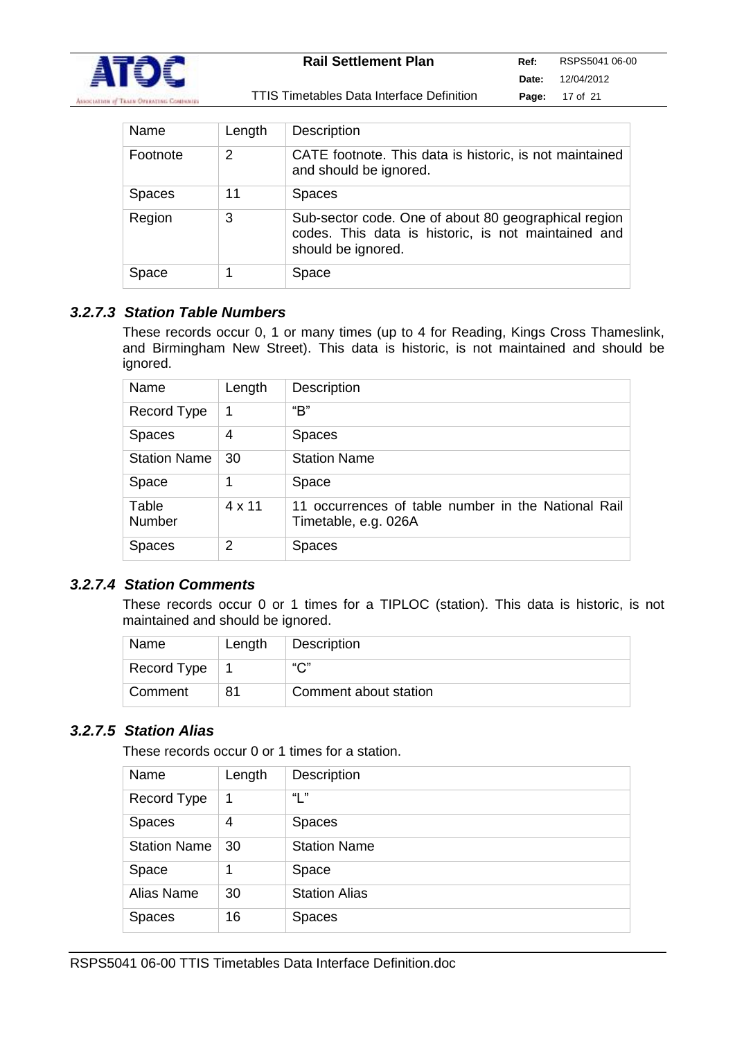| Name | Length | Description |
|---|---|---|
| Footnote | 2 | CATE footnote. This data is historic, is not maintained and should be ignored. |
| Spaces | 11 | Spaces |
| Region | 3 | Sub-sector code. One of about 80 geographical region codes. This data is historic, is not maintained and should be ignored. |
| Space | 1 | Space |

### *3.2.7.3 Station Table Numbers*

These records occur 0, 1 or many times (up to 4 for Reading, Kings Cross Thameslink, and Birmingham New Street). This data is historic, is not maintained and should be ignored.

| Name | Length | Description |
|---|---|---|
| Record Type | 1 | "B" |
| Spaces | 4 | Spaces |
| Station Name | 30 | Station Name |
| Space | 1 | Space |
| Table Number | 4 x 11 | 11 occurrences of table number in the National Rail Timetable, e.g. 026A |
| Spaces | 2 | Spaces |

### *3.2.7.4 Station Comments*

These records occur 0 or 1 times for a TIPLOC (station). This data is historic, is not maintained and should be ignored.

| Name | Length | Description |
|---|---|---|
| Record Type | 1 | "C" |
| Comment | 81 | Comment about station |

### *3.2.7.5 Station Alias*

These records occur 0 or 1 times for a station.

| Name | Length | Description |
|---|---|---|
| Record Type | 1 | "L" |
| Spaces | 4 | Spaces |
| Station Name | 30 | Station Name |
| Space | 1 | Space |
| Alias Name | 30 | Station Alias |
| Spaces | 16 | Spaces |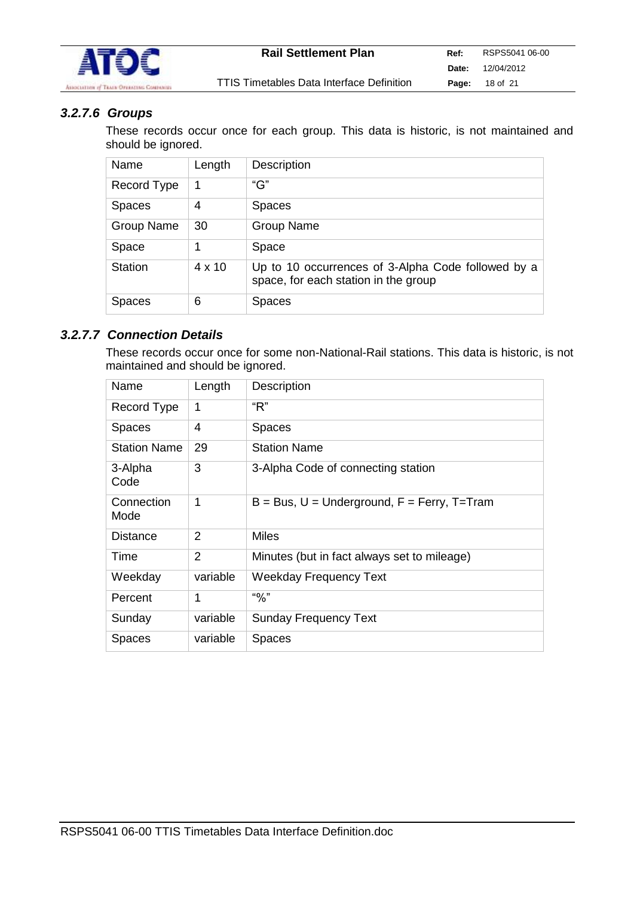#### *3.2.7.6 Groups*

These records occur once for each group. This data is historic, is not maintained and should be ignored.

| Name | Length | Description |
|---|---|---|
| Record Type | 1 | "G" |
| Spaces | 4 | Spaces |
| Group Name | 30 | Group Name |
| Space | 1 | Space |
| Station | 4 x 10 | Up to 10 occurrences of 3-Alpha Code followed by a space, for each station in the group |
| Spaces | 6 | Spaces |

#### *3.2.7.7 Connection Details*

These records occur once for some non-National-Rail stations. This data is historic, is not maintained and should be ignored.

| Name | Length | Description |
|---|---|---|
| Record Type | 1 | "R" |
| Spaces | 4 | Spaces |
| Station Name | 29 | Station Name |
| 3-Alpha Code | 3 | 3-Alpha Code of connecting station |
| Connection Mode | 1 | B = Bus, U = Underground, F = Ferry, T=Tram |
| Distance | 2 | Miles |
| Time | 2 | Minutes (but in fact always set to mileage) |
| Weekday | variable | Weekday Frequency Text |
| Percent | 1 | "%" |
| Sunday | variable | Sunday Frequency Text |
| Spaces | variable | Spaces |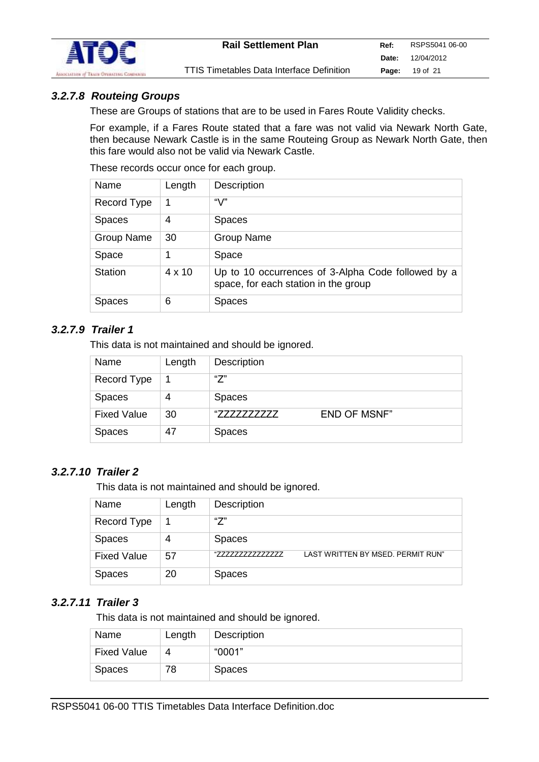### 3.2.7.8 *Routeing Groups*

These are Groups of stations that are to be used in Fares Route Validity checks.

For example, if a Fares Route stated that a fare was not valid via Newark North Gate, then because Newark Castle is in the same Routeing Group as Newark North Gate, then this fare would also not be valid via Newark Castle.

These records occur once for each group.

| Name | Length | Description |
| --- | --- | --- |
| Record Type | 1 | "V" |
| Spaces | 4 | Spaces |
| Group Name | 30 | Group Name |
| Space | 1 | Space |
| Station | 4 x 10 | Up to 10 occurrences of 3-Alpha Code followed by a space, for each station in the group |
| Spaces | 6 | Spaces |

### 3.2.7.9 *Trailer 1*

This data is not maintained and should be ignored.

| Name | Length | Description |
| --- | --- | --- |
| Record Type | 1 | "Z" |
| Spaces | 4 | Spaces |
| Fixed Value | 30 | "ZZZZZZZZZZ END OF MSNF" |
| Spaces | 47 | Spaces |

### 3.2.7.10 *Trailer 2*

This data is not maintained and should be ignored.

| Name | Length | Description |
| --- | --- | --- |
| Record Type | 1 | "Z" |
| Spaces | 4 | Spaces |
| Fixed Value | 57 | "ZZZZZZZZZZZZZZZ LAST WRITTEN BY MSED. PERMIT RUN" |
| Spaces | 20 | Spaces |

### 3.2.7.11 *Trailer 3*

This data is not maintained and should be ignored.

| Name | Length | Description |
| --- | --- | --- |
| Fixed Value | 4 | "0001" |
| Spaces | 78 | Spaces |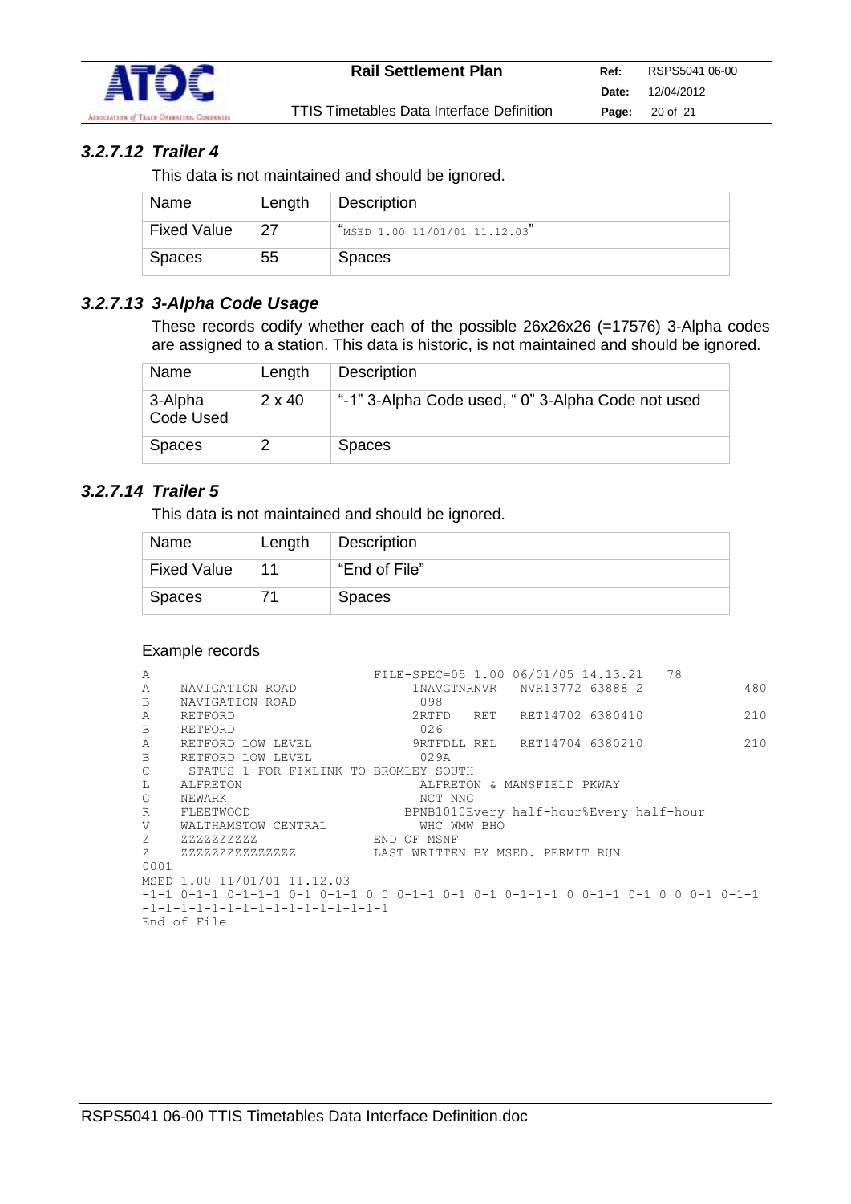### 3.2.7.12 Trailer 4

This data is not maintained and should be ignored.

| Name | Length | Description |
|---|---|---|
| Fixed Value | 27 | "MSED 1.00 11/01/01 11.12.03" |
| Spaces | 55 | Spaces |

### 3.2.7.13 3-Alpha Code Usage

These records codify whether each of the possible 26x26x26 (=17576) 3-Alpha codes are assigned to a station. This data is historic, is not maintained and should be ignored.

| Name | Length | Description |
|---|---|---|
| 3-Alpha Code Used | 2 x 40 | "-1" 3-Alpha Code used, " 0" 3-Alpha Code not used |
| Spaces | 2 | Spaces |

### 3.2.7.14 Trailer 5

This data is not maintained and should be ignored.

| Name | Length | Description |
|---|---|---|
| Fixed Value | 11 | "End of File" |
| Spaces | 71 | Spaces |

Example records

```
A                                FILE-SPEC=05 1.00 06/01/05 14.13.21   78
A    NAVIGATION ROAD                 1NAVGTNRNVR   NVR13772 63888 2                480
B    NAVIGATION ROAD                 098
A    RETFORD                         2RTFD   RET   RET14702 6380410                210
B    RETFORD                         026
A    RETFORD LOW LEVEL               9RTFDLL REL   RET14704 6380210                210
B    RETFORD LOW LEVEL               029A
C     STATUS 1 FOR FIXLINK TO BROMLEY SOUTH
L    ALFRETON                         ALFRETON & MANSFIELD PKWAY
G    NEWARK                           NCT NNG
R    FLEETWOOD                      BPNB1010Every half-hour%Every half-hour
V    WALTHAMSTOW CENTRAL              WHC WMW BHO
Z    ZZZZZZZZZZ                  END OF MSNF
Z    ZZZZZZZZZZZZZZZ             LAST WRITTEN BY MSED. PERMIT RUN
0001
MSED 1.00 11/01/01 11.12.03
-1-1 0-1-1 0-1-1-1 0-1 0-1-1 0 0 0-1-1 0-1 0-1 0-1-1-1 0 0-1-1 0-1 0 0 0-1 0-1-1
-1-1-1-1-1-1-1-1-1-1-1-1-1-1-1-1
End of File
```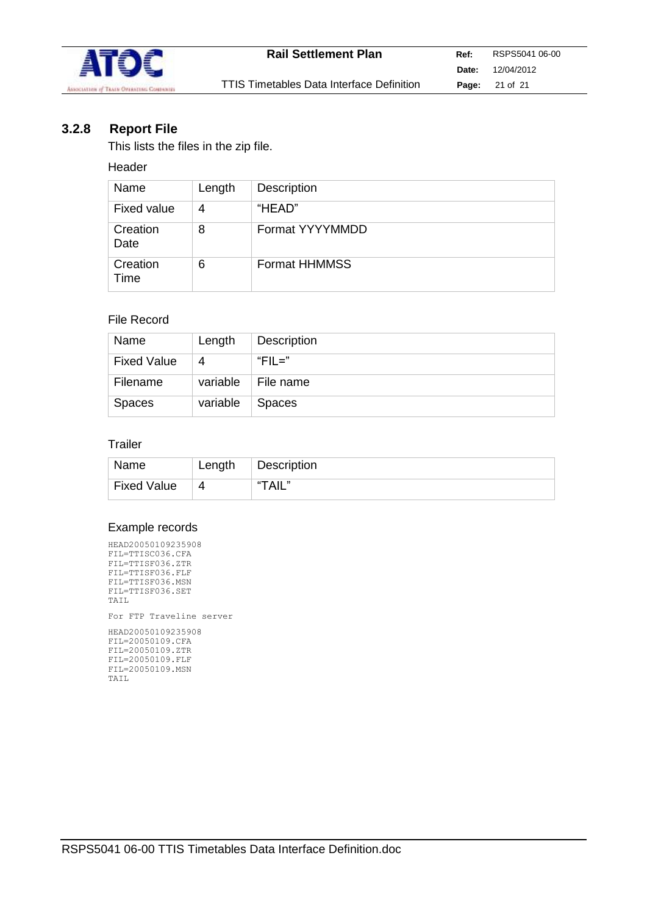### 3.2.8 Report File

This lists the files in the zip file.

Header

| Name | Length | Description |
|---|---|---|
| Fixed value | 4 | "HEAD" |
| Creation Date | 8 | Format YYYYMMDD |
| Creation Time | 6 | Format HHMMSS |

File Record

| Name | Length | Description |
|---|---|---|
| Fixed Value | 4 | "FIL=" |
| Filename | variable | File name |
| Spaces | variable | Spaces |

Trailer

| Name | Length | Description |
|---|---|---|
| Fixed Value | 4 | "TAIL" |

Example records

```
HEAD20050109235908
FIL=TTISC036.CFA
FIL=TTISF036.ZTR
FIL=TTISF036.FLF
FIL=TTISF036.MSN
FIL=TTISF036.SET
TAIL
```

```
For FTP Traveline server
```

```
HEAD20050109235908
FIL=20050109.CFA
FIL=20050109.ZTR
FIL=20050109.FLF
FIL=20050109.MSN
TAIL
```